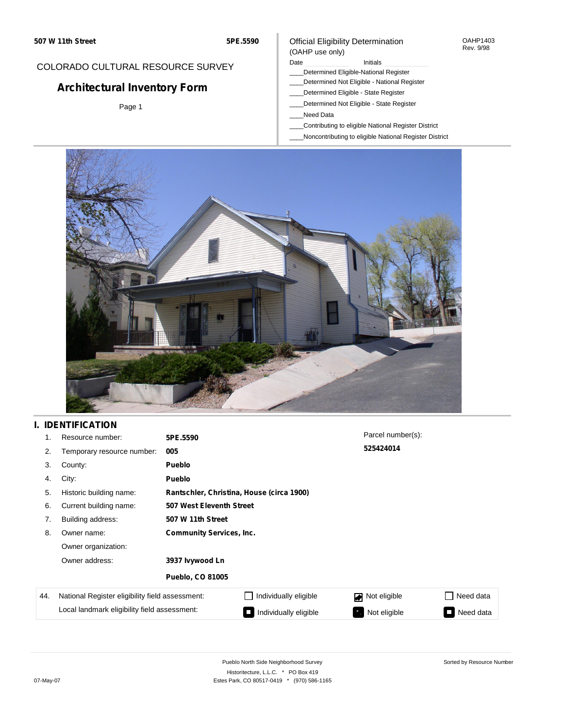507 W 11th Street | 5PE.5590

COLORADO CULTURAL RESOURCE SURVEY

# Architectural Inventory Form

Official Eligibility Determination
(OAHP use only)

OAHP1403
Rev. 9/98

Date ____________ Initials ____________

____Determined Eligible-National Register
____Determined Not Eligible - National Register
____Determined Eligible - State Register
____Determined Not Eligible - State Register
____Need Data
____Contributing to eligible National Register District
____Noncontributing to eligible National Register District

## I. IDENTIFICATION

1. Resource number: **5PE.5590**
2. Temporary resource number: **005**
3. County: **Pueblo**
4. City: **Pueblo**
5. Historic building name: **Rantschler, Christina, House (circa 1900)**
6. Current building name: **507 West Eleventh Street**
7. Building address: **507 W 11th Street**
8. Owner name: **Community Services, Inc.**

   Owner organization:

   Owner address: **3937 Ivywood Ln**

   **Pueblo, CO 81005**

Parcel number(s): **525424014**

| 44. | | | | |
|---|---|---|---|---|
| National Register eligibility field assessment: | ☐ Individually eligible | ☑ Not eligible | ☐ Need data |
| Local landmark eligibility field assessment: | ■ Individually eligible | ■ Not eligible | ■ Need data |

Pueblo North Side Neighborhood Survey
Historitecture, L.L.C. * PO Box 419
Estes Park, CO 80517-0419 * (970) 586-1165

Sorted by Resource Number

07-May-07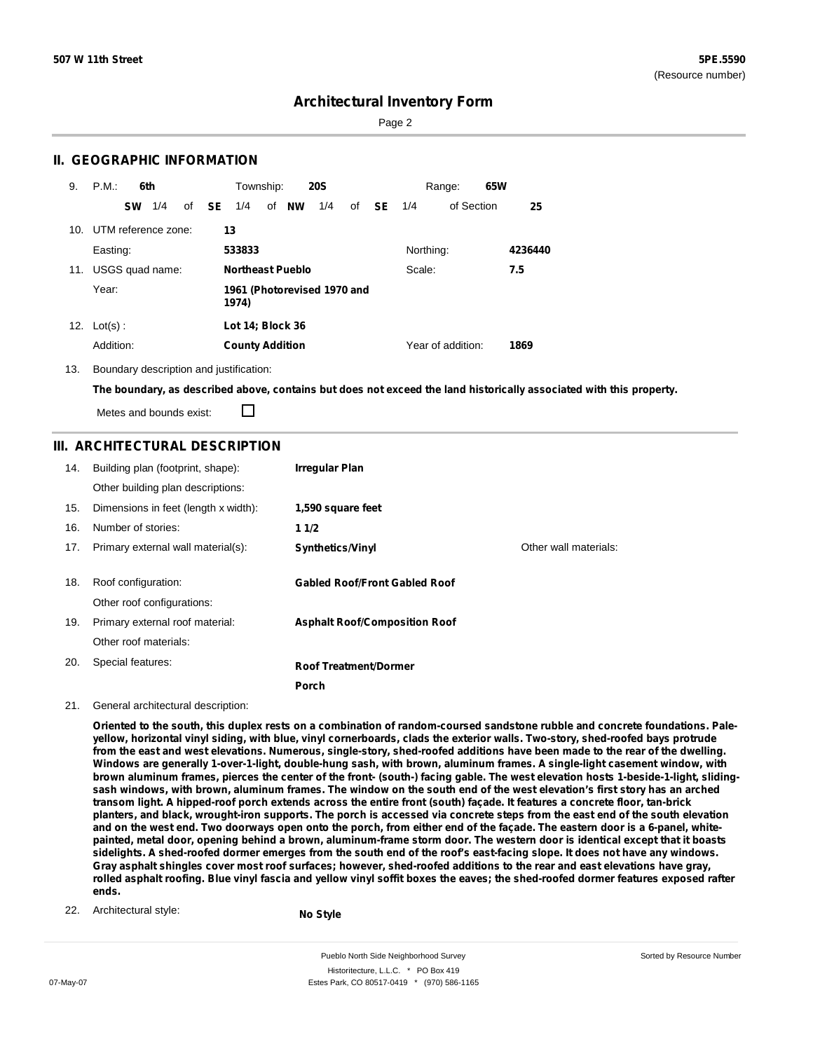# Architectural Inventory Form

## II. GEOGRAPHIC INFORMATION

9. P.M.: **6th** Township: **20S** Range: **65W**

**SW** 1/4 of **SE** 1/4 of **NW** 1/4 of **SE** 1/4 of Section **25**

10. UTM reference zone: **13**

Easting: **533833** Northing: **4236440**

11. USGS quad name: **Northeast Pueblo** Scale: **7.5**

Year: **1961 (Photorevised 1970 and 1974)**

12. Lot(s): **Lot 14; Block 36**

Addition: **County Addition** Year of addition: **1869**

13. Boundary description and justification:

**The boundary, as described above, contains but does not exceed the land historically associated with this property.**

Metes and bounds exist: ☐

## III. ARCHITECTURAL DESCRIPTION

14. Building plan (footprint, shape): **Irregular Plan**

Other building plan descriptions:

15. Dimensions in feet (length x width): **1,590 square feet**

16. Number of stories: **1 1/2**

17. Primary external wall material(s): **Synthetics/Vinyl** Other wall materials:

18. Roof configuration: **Gabled Roof/Front Gabled Roof**

Other roof configurations:

19. Primary external roof material: **Asphalt Roof/Composition Roof**

Other roof materials:

20. Special features: **Roof Treatment/Dormer**

**Porch**

21. General architectural description:

**Oriented to the south, this duplex rests on a combination of random-coursed sandstone rubble and concrete foundations. Pale-yellow, horizontal vinyl siding, with blue, vinyl cornerboards, clads the exterior walls. Two-story, shed-roofed bays protrude from the east and west elevations. Numerous, single-story, shed-roofed additions have been made to the rear of the dwelling. Windows are generally 1-over-1-light, double-hung sash, with brown, aluminum frames. A single-light casement window, with brown aluminum frames, pierces the center of the front- (south-) facing gable. The west elevation hosts 1-beside-1-light, sliding-sash windows, with brown, aluminum frames. The window on the south end of the west elevation's first story has an arched transom light. A hipped-roof porch extends across the entire front (south) façade. It features a concrete floor, tan-brick planters, and black, wrought-iron supports. The porch is accessed via concrete steps from the east end of the south elevation and on the west end. Two doorways open onto the porch, from either end of the façade. The eastern door is a 6-panel, white-painted, metal door, opening behind a brown, aluminum-frame storm door. The western door is identical except that it boasts sidelights. A shed-roofed dormer emerges from the south end of the roof's east-facing slope. It does not have any windows. Gray asphalt shingles cover most roof surfaces; however, shed-roofed additions to the rear and east elevations have gray, rolled asphalt roofing. Blue vinyl fascia and yellow vinyl soffit boxes the eaves; the shed-roofed dormer features exposed rafter ends.**

22. Architectural style: **No Style**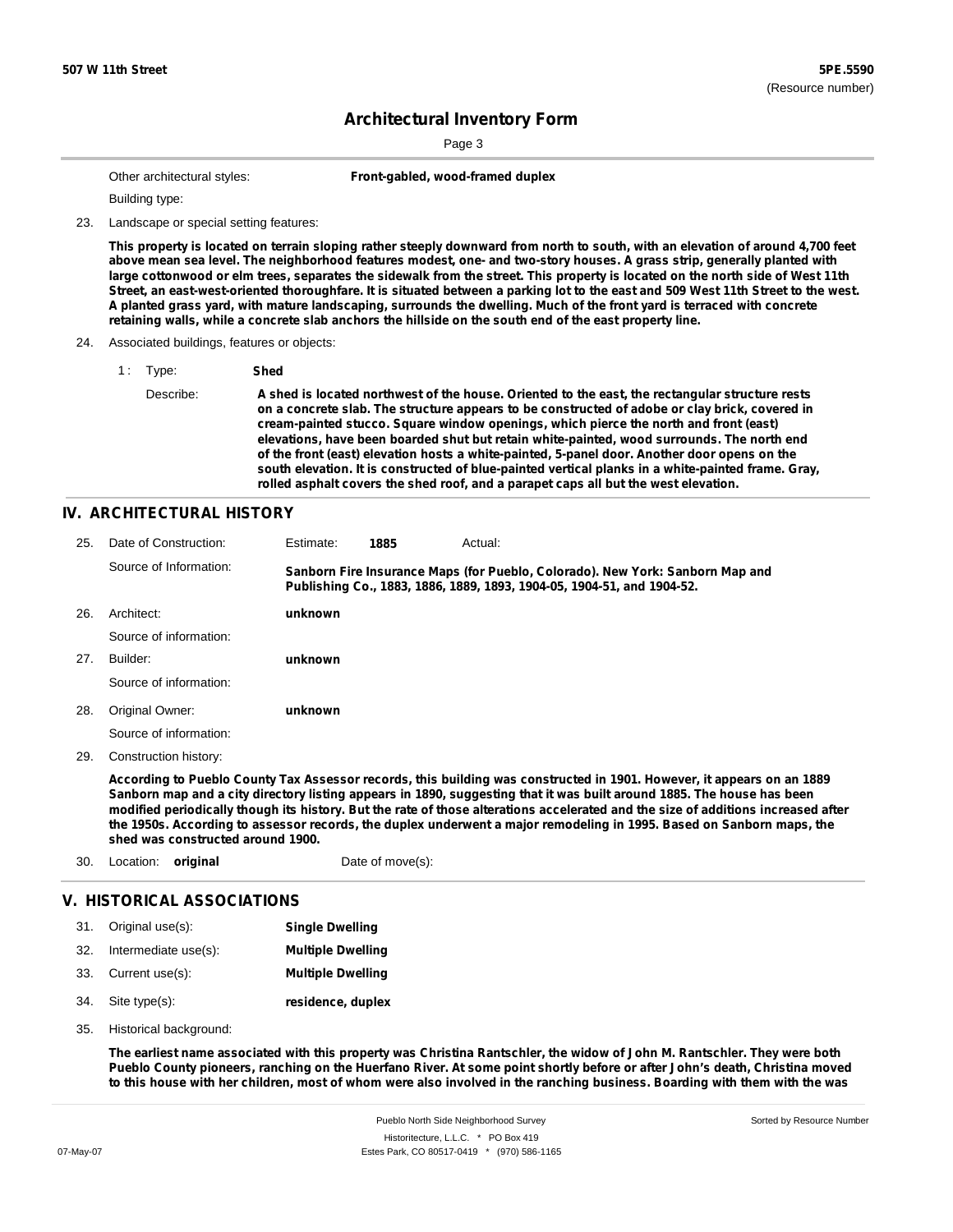Other architectural styles: **Front-gabled, wood-framed duplex**

Building type:

23. Landscape or special setting features:

**This property is located on terrain sloping rather steeply downward from north to south, with an elevation of around 4,700 feet above mean sea level. The neighborhood features modest, one- and two-story houses. A grass strip, generally planted with large cottonwood or elm trees, separates the sidewalk from the street. This property is located on the north side of West 11th Street, an east-west-oriented thoroughfare. It is situated between a parking lot to the east and 509 West 11th Street to the west. A planted grass yard, with mature landscaping, surrounds the dwelling. Much of the front yard is terraced with concrete retaining walls, while a concrete slab anchors the hillside on the south end of the east property line.**

24. Associated buildings, features or objects:

1 : Type: **Shed**

Describe: **A shed is located northwest of the house. Oriented to the east, the rectangular structure rests on a concrete slab. The structure appears to be constructed of adobe or clay brick, covered in cream-painted stucco. Square window openings, which pierce the north and front (east) elevations, have been boarded shut but retain white-painted, wood surrounds. The north end of the front (east) elevation hosts a white-painted, 5-panel door. Another door opens on the south elevation. It is constructed of blue-painted vertical planks in a white-painted frame. Gray, rolled asphalt covers the shed roof, and a parapet caps all but the west elevation.**

## IV. ARCHITECTURAL HISTORY

25. Date of Construction: Estimate: **1885** Actual:

Source of Information: **Sanborn Fire Insurance Maps (for Pueblo, Colorado). New York: Sanborn Map and Publishing Co., 1883, 1886, 1889, 1893, 1904-05, 1904-51, and 1904-52.**

26. Architect: **unknown**

Source of information:

27. Builder: **unknown**

Source of information:

28. Original Owner: **unknown**

Source of information:

29. Construction history:

**According to Pueblo County Tax Assessor records, this building was constructed in 1901. However, it appears on an 1889 Sanborn map and a city directory listing appears in 1890, suggesting that it was built around 1885. The house has been modified periodically though its history. But the rate of those alterations accelerated and the size of additions increased after the 1950s. According to assessor records, the duplex underwent a major remodeling in 1995. Based on Sanborn maps, the shed was constructed around 1900.**

30. Location: **original** Date of move(s):

## V. HISTORICAL ASSOCIATIONS

31. Original use(s): **Single Dwelling**

32. Intermediate use(s): **Multiple Dwelling**

33. Current use(s): **Multiple Dwelling**

34. Site type(s): **residence, duplex**

35. Historical background:

**The earliest name associated with this property was Christina Rantschler, the widow of John M. Rantschler. They were both Pueblo County pioneers, ranching on the Huerfano River. At some point shortly before or after John's death, Christina moved to this house with her children, most of whom were also involved in the ranching business. Boarding with them with the was**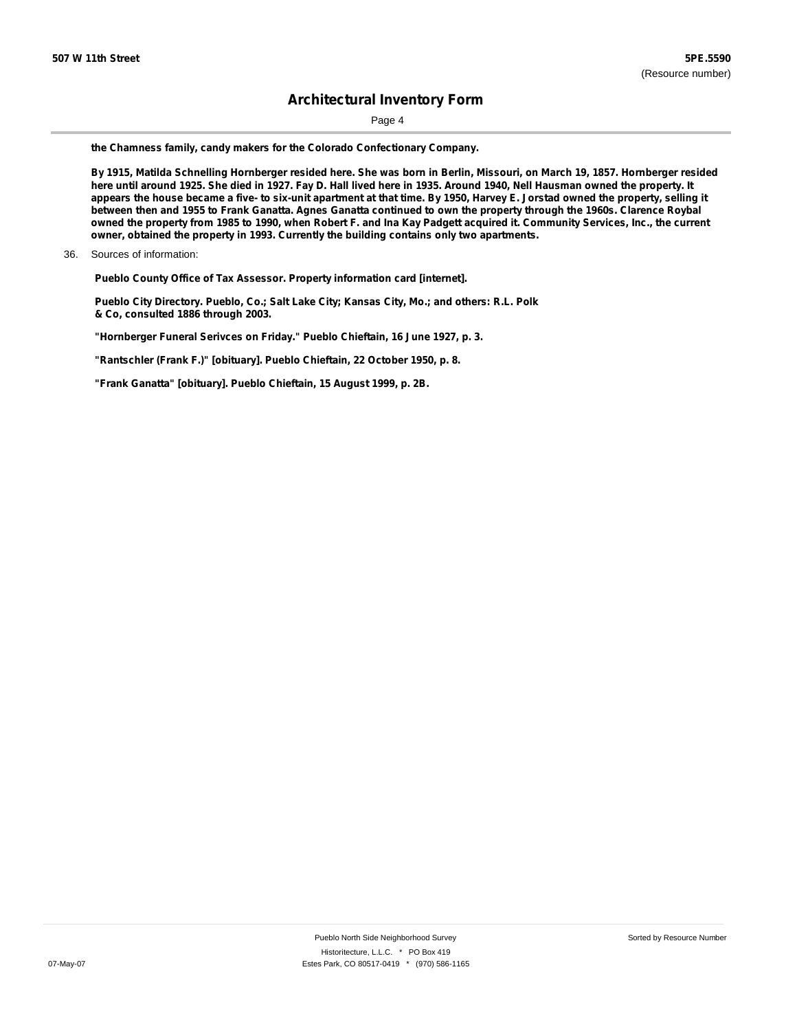**the Chamness family, candy makers for the Colorado Confectionary Company.**

**By 1915, Matilda Schnelling Hornberger resided here. She was born in Berlin, Missouri, on March 19, 1857. Hornberger resided here until around 1925. She died in 1927. Fay D. Hall lived here in 1935. Around 1940, Nell Hausman owned the property. It appears the house became a five- to six-unit apartment at that time. By 1950, Harvey E. Jorstad owned the property, selling it between then and 1955 to Frank Ganatta. Agnes Ganatta continued to own the property through the 1960s. Clarence Roybal owned the property from 1985 to 1990, when Robert F. and Ina Kay Padgett acquired it. Community Services, Inc., the current owner, obtained the property in 1993. Currently the building contains only two apartments.**

36. Sources of information:

**Pueblo County Office of Tax Assessor. Property information card [internet].**

**Pueblo City Directory. Pueblo, Co.; Salt Lake City; Kansas City, Mo.; and others: R.L. Polk & Co, consulted 1886 through 2003.**

**"Hornberger Funeral Serivces on Friday." Pueblo Chieftain, 16 June 1927, p. 3.**

**"Rantschler (Frank F.)" [obituary]. Pueblo Chieftain, 22 October 1950, p. 8.**

**"Frank Ganatta" [obituary]. Pueblo Chieftain, 15 August 1999, p. 2B.**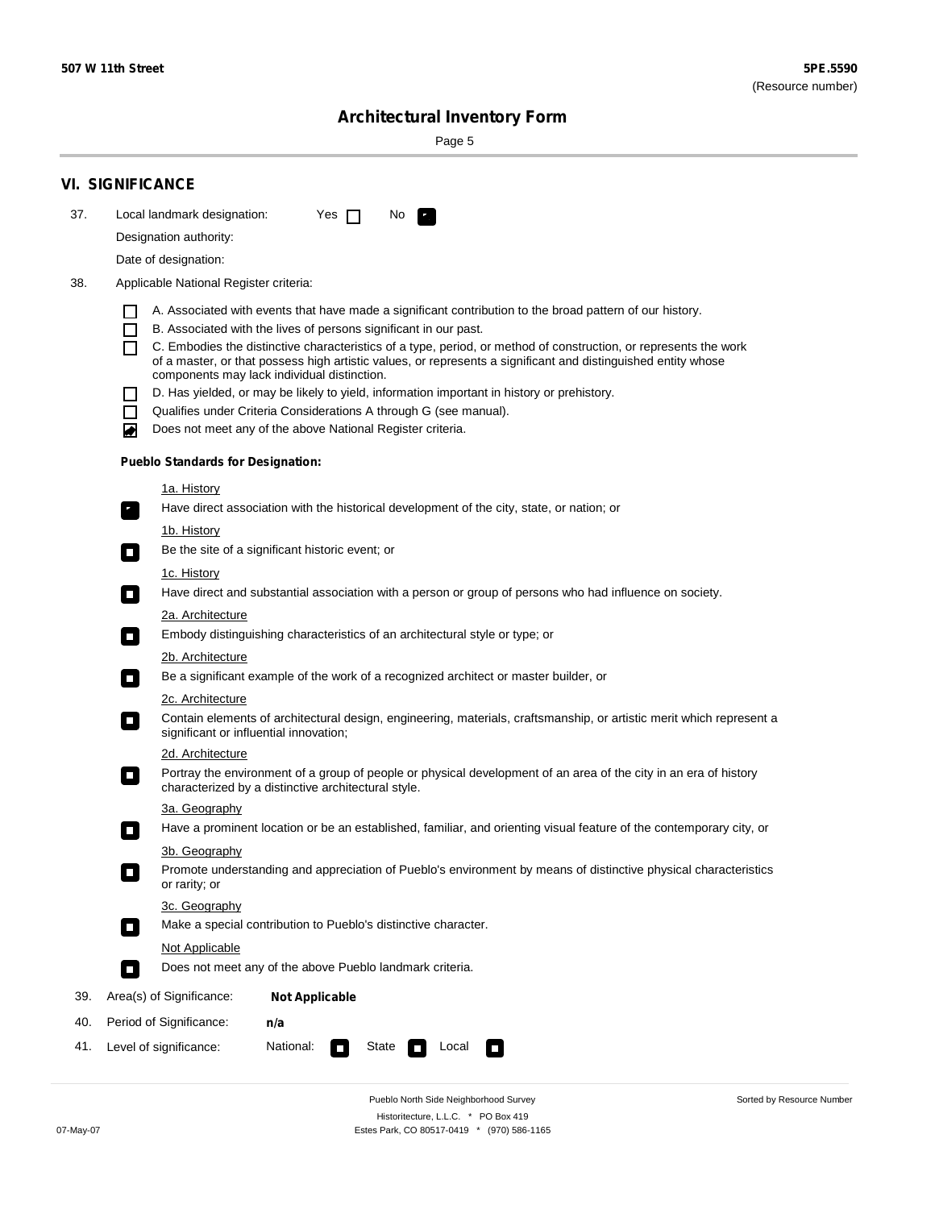507 W 11th Street

**5PE.5590**
(Resource number)

# Architectural Inventory Form

## VI. SIGNIFICANCE

37. Local landmark designation: Yes ☐ No ☑

    Designation authority:

    Date of designation:

38. Applicable National Register criteria:

    ☐ A. Associated with events that have made a significant contribution to the broad pattern of our history.
    ☐ B. Associated with the lives of persons significant in our past.
    ☐ C. Embodies the distinctive characteristics of a type, period, or method of construction, or represents the work of a master, or that possess high artistic values, or represents a significant and distinguished entity whose components may lack individual distinction.
    ☐ D. Has yielded, or may be likely to yield, information important in history or prehistory.
    ☐ Qualifies under Criteria Considerations A through G (see manual).
    ☑ Does not meet any of the above National Register criteria.

    **Pueblo Standards for Designation:**

    1a. History
    ☑ Have direct association with the historical development of the city, state, or nation; or

    1b. History
    ☐ Be the site of a significant historic event; or

    1c. History
    ☐ Have direct and substantial association with a person or group of persons who had influence on society.

    2a. Architecture
    ☐ Embody distinguishing characteristics of an architectural style or type; or

    2b. Architecture
    ☐ Be a significant example of the work of a recognized architect or master builder, or

    2c. Architecture
    ☐ Contain elements of architectural design, engineering, materials, craftsmanship, or artistic merit which represent a significant or influential innovation;

    2d. Architecture
    ☐ Portray the environment of a group of people or physical development of an area of the city in an era of history characterized by a distinctive architectural style.

    3a. Geography
    ☐ Have a prominent location or be an established, familiar, and orienting visual feature of the contemporary city, or

    3b. Geography
    ☐ Promote understanding and appreciation of Pueblo's environment by means of distinctive physical characteristics or rarity; or

    3c. Geography
    ☐ Make a special contribution to Pueblo's distinctive character.

    Not Applicable
    ☐ Does not meet any of the above Pueblo landmark criteria.

39. Area(s) of Significance: **Not Applicable**

40. Period of Significance: **n/a**

41. Level of significance: National: ☐ State ☐ Local ☐

Pueblo North Side Neighborhood Survey
Historitecture, L.L.C. * PO Box 419
Estes Park, CO 80517-0419 * (970) 586-1165

Sorted by Resource Number

07-May-07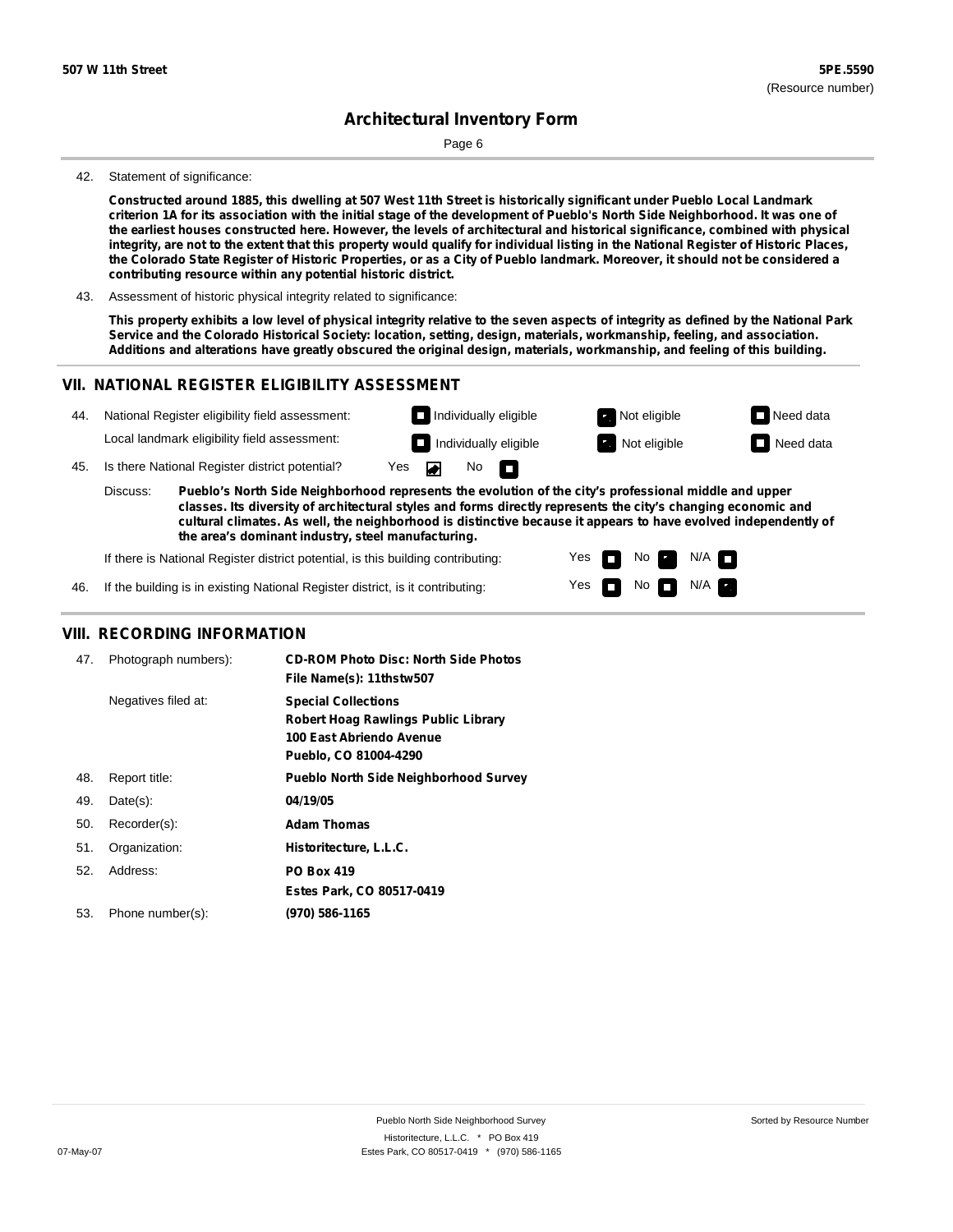**507 W 11th Street** **5PE.5590**
(Resource number)

# Architectural Inventory Form

42. Statement of significance:

**Constructed around 1885, this dwelling at 507 West 11th Street is historically significant under Pueblo Local Landmark criterion 1A for its association with the initial stage of the development of Pueblo's North Side Neighborhood. It was one of the earliest houses constructed here. However, the levels of architectural and historical significance, combined with physical integrity, are not to the extent that this property would qualify for individual listing in the National Register of Historic Places, the Colorado State Register of Historic Properties, or as a City of Pueblo landmark. Moreover, it should not be considered a contributing resource within any potential historic district.**

43. Assessment of historic physical integrity related to significance:

**This property exhibits a low level of physical integrity relative to the seven aspects of integrity as defined by the National Park Service and the Colorado Historical Society: location, setting, design, materials, workmanship, feeling, and association. Additions and alterations have greatly obscured the original design, materials, workmanship, and feeling of this building.**

## VII. NATIONAL REGISTER ELIGIBILITY ASSESSMENT

44. National Register eligibility field assessment: ☐ Individually eligible ☒ Not eligible ☐ Need data
    Local landmark eligibility field assessment: ☐ Individually eligible ☒ Not eligible ☐ Need data

45. Is there National Register district potential? Yes ☒ No ☐

    Discuss: **Pueblo's North Side Neighborhood represents the evolution of the city's professional middle and upper classes. Its diversity of architectural styles and forms directly represents the city's changing economic and cultural climates. As well, the neighborhood is distinctive because it appears to have evolved independently of the area's dominant industry, steel manufacturing.**

    If there is National Register district potential, is this building contributing: Yes ☐ No ☒ N/A ☐

46. If the building is in existing National Register district, is it contributing: Yes ☐ No ☐ N/A ☒

## VIII. RECORDING INFORMATION

| | | |
|---|---|---|
| 47. | Photograph numbers): | **CD-ROM Photo Disc: North Side Photos**<br>**File Name(s): 11thstw507** |
| | Negatives filed at: | **Special Collections**<br>**Robert Hoag Rawlings Public Library**<br>**100 East Abriendo Avenue**<br>**Pueblo, CO 81004-4290** |
| 48. | Report title: | **Pueblo North Side Neighborhood Survey** |
| 49. | Date(s): | **04/19/05** |
| 50. | Recorder(s): | **Adam Thomas** |
| 51. | Organization: | **Historitecture, L.L.C.** |
| 52. | Address: | **PO Box 419**<br>**Estes Park, CO 80517-0419** |
| 53. | Phone number(s): | **(970) 586-1165** |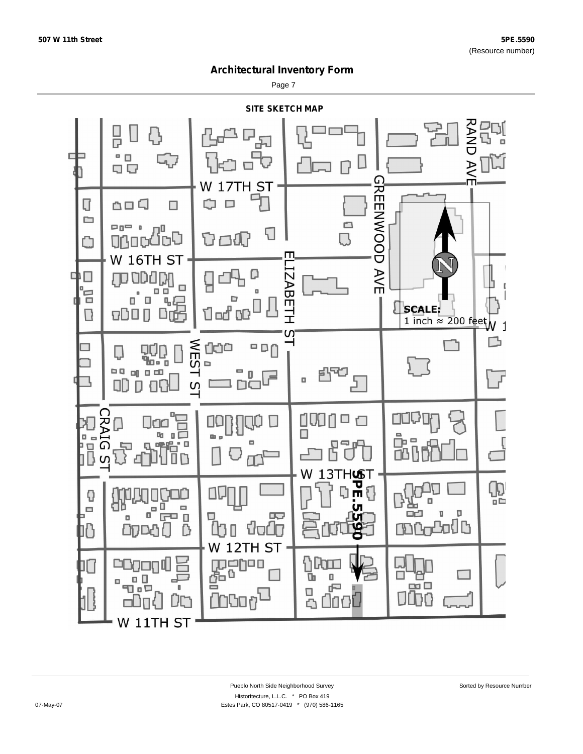# Architectural Inventory Form

## SITE SKETCH MAP

W 17TH ST

W 16TH ST

W 13TH ST

W 12TH ST

W 11TH ST

RAND AVE

GREENWOOD AVE

ELIZABETH ST

WEST ST

CRAIG ST

5PE.5590

SCALE:
1 inch ≈ 200 feet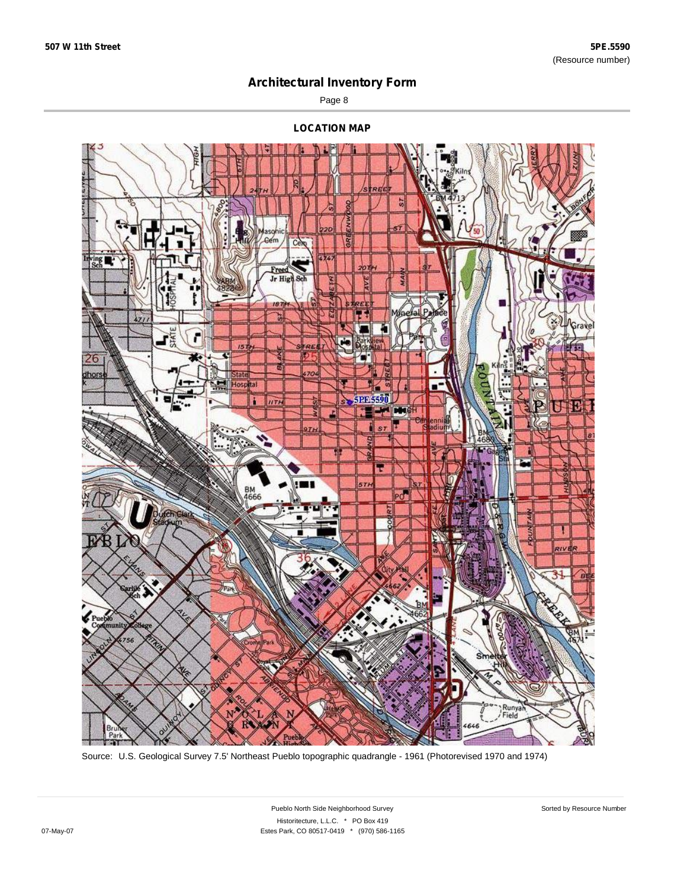## Architectural Inventory Form

### LOCATION MAP

Source: U.S. Geological Survey 7.5' Northeast Pueblo topographic quadrangle - 1961 (Photorevised 1970 and 1974)